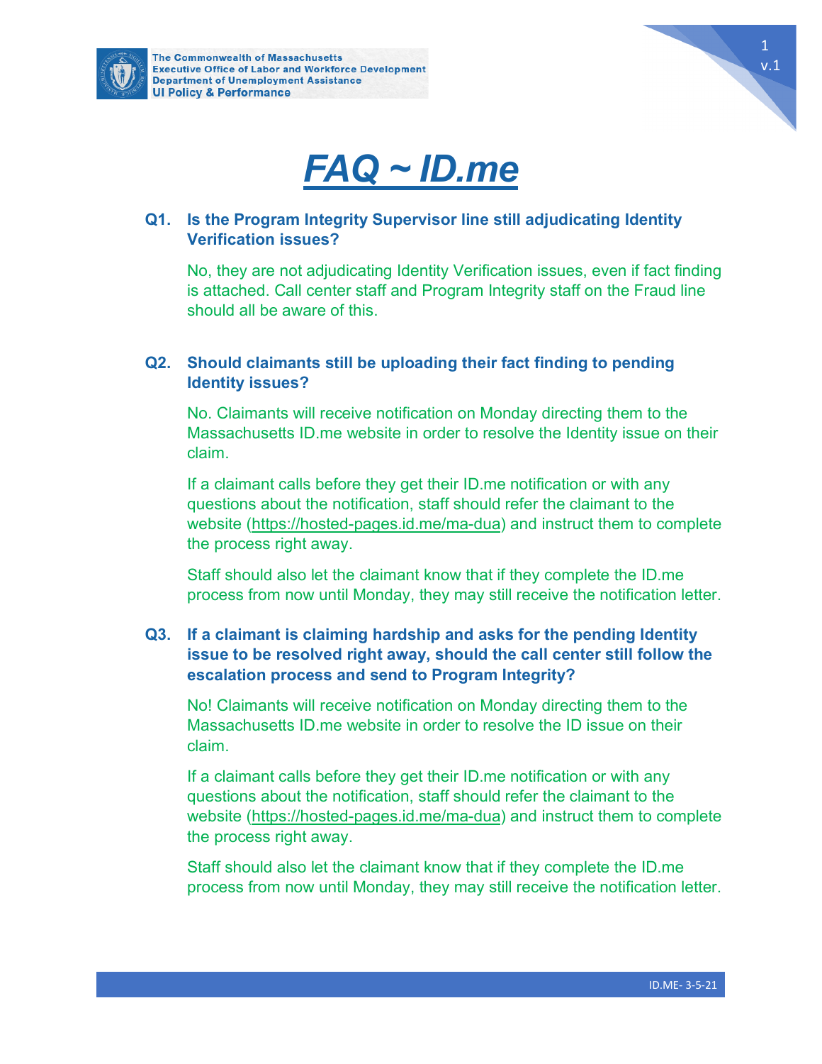The Commonwealth of Massachusetts
Executive Office of Labor and Workforce Development
Department of Unemployment Assistance
UI Policy & Performance

v.1

# FAQ ~ ID.me

**Q1. Is the Program Integrity Supervisor line still adjudicating Identity Verification issues?**

No, they are not adjudicating Identity Verification issues, even if fact finding is attached. Call center staff and Program Integrity staff on the Fraud line should all be aware of this.

**Q2. Should claimants still be uploading their fact finding to pending Identity issues?**

No. Claimants will receive notification on Monday directing them to the Massachusetts ID.me website in order to resolve the Identity issue on their claim.

If a claimant calls before they get their ID.me notification or with any questions about the notification, staff should refer the claimant to the website (https://hosted-pages.id.me/ma-dua) and instruct them to complete the process right away.

Staff should also let the claimant know that if they complete the ID.me process from now until Monday, they may still receive the notification letter.

**Q3. If a claimant is claiming hardship and asks for the pending Identity issue to be resolved right away, should the call center still follow the escalation process and send to Program Integrity?**

No! Claimants will receive notification on Monday directing them to the Massachusetts ID.me website in order to resolve the ID issue on their claim.

If a claimant calls before they get their ID.me notification or with any questions about the notification, staff should refer the claimant to the website (https://hosted-pages.id.me/ma-dua) and instruct them to complete the process right away.

Staff should also let the claimant know that if they complete the ID.me process from now until Monday, they may still receive the notification letter.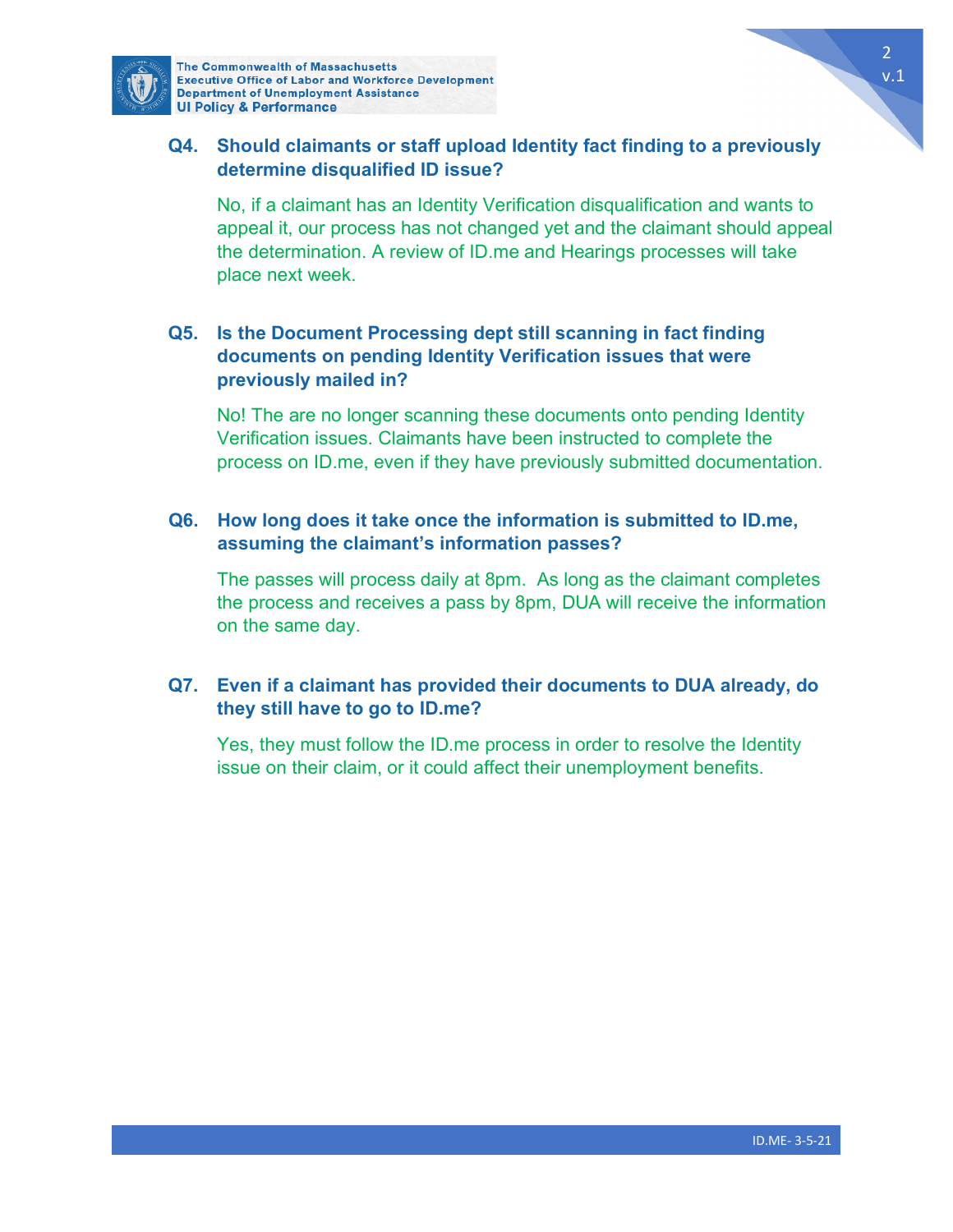**Q4. Should claimants or staff upload Identity fact finding to a previously determine disqualified ID issue?**

No, if a claimant has an Identity Verification disqualification and wants to appeal it, our process has not changed yet and the claimant should appeal the determination. A review of ID.me and Hearings processes will take place next week.

**Q5. Is the Document Processing dept still scanning in fact finding documents on pending Identity Verification issues that were previously mailed in?**

No! The are no longer scanning these documents onto pending Identity Verification issues. Claimants have been instructed to complete the process on ID.me, even if they have previously submitted documentation.

**Q6. How long does it take once the information is submitted to ID.me, assuming the claimant's information passes?**

The passes will process daily at 8pm. As long as the claimant completes the process and receives a pass by 8pm, DUA will receive the information on the same day.

**Q7. Even if a claimant has provided their documents to DUA already, do they still have to go to ID.me?**

Yes, they must follow the ID.me process in order to resolve the Identity issue on their claim, or it could affect their unemployment benefits.